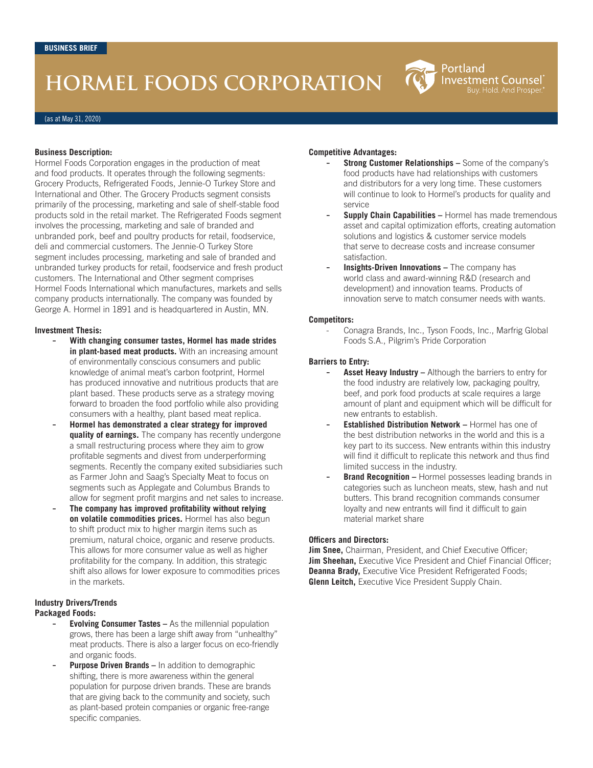BUSINESS BRIEF

# HORMEL FOODS CORPORATION

Portland Investment Counsel® Buy. Hold. And Prosper.®

(as at May 31, 2020)

**Business Description:**

Hormel Foods Corporation engages in the production of meat and food products. It operates through the following segments: Grocery Products, Refrigerated Foods, Jennie-O Turkey Store and International and Other. The Grocery Products segment consists primarily of the processing, marketing and sale of shelf-stable food products sold in the retail market. The Refrigerated Foods segment involves the processing, marketing and sale of branded and unbranded pork, beef and poultry products for retail, foodservice, deli and commercial customers. The Jennie-O Turkey Store segment includes processing, marketing and sale of branded and unbranded turkey products for retail, foodservice and fresh product customers. The International and Other segment comprises Hormel Foods International which manufactures, markets and sells company products internationally. The company was founded by George A. Hormel in 1891 and is headquartered in Austin, MN.

**Investment Thesis:**

- **With changing consumer tastes, Hormel has made strides in plant-based meat products.** With an increasing amount of environmentally conscious consumers and public knowledge of animal meat's carbon footprint, Hormel has produced innovative and nutritious products that are plant based. These products serve as a strategy moving forward to broaden the food portfolio while also providing consumers with a healthy, plant based meat replica.
- **Hormel has demonstrated a clear strategy for improved quality of earnings.** The company has recently undergone a small restructuring process where they aim to grow profitable segments and divest from underperforming segments. Recently the company exited subsidiaries such as Farmer John and Saag's Specialty Meat to focus on segments such as Applegate and Columbus Brands to allow for segment profit margins and net sales to increase.
- **The company has improved profitability without relying on volatile commodities prices.** Hormel has also begun to shift product mix to higher margin items such as premium, natural choice, organic and reserve products. This allows for more consumer value as well as higher profitability for the company. In addition, this strategic shift also allows for lower exposure to commodities prices in the markets.

**Industry Drivers/Trends**
**Packaged Foods:**

- **Evolving Consumer Tastes –** As the millennial population grows, there has been a large shift away from "unhealthy" meat products. There is also a larger focus on eco-friendly and organic foods.
- **Purpose Driven Brands –** In addition to demographic shifting, there is more awareness within the general population for purpose driven brands. These are brands that are giving back to the community and society, such as plant-based protein companies or organic free-range specific companies.

**Competitive Advantages:**

- **Strong Customer Relationships –** Some of the company's food products have had relationships with customers and distributors for a very long time. These customers will continue to look to Hormel's products for quality and service
- **Supply Chain Capabilities –** Hormel has made tremendous asset and capital optimization efforts, creating automation solutions and logistics & customer service models that serve to decrease costs and increase consumer satisfaction.
- **Insights-Driven Innovations –** The company has world class and award-winning R&D (research and development) and innovation teams. Products of innovation serve to match consumer needs with wants.

**Competitors:**

- Conagra Brands, Inc., Tyson Foods, Inc., Marfrig Global Foods S.A., Pilgrim's Pride Corporation

**Barriers to Entry:**

- **Asset Heavy Industry –** Although the barriers to entry for the food industry are relatively low, packaging poultry, beef, and pork food products at scale requires a large amount of plant and equipment which will be difficult for new entrants to establish.
- **Established Distribution Network –** Hormel has one of the best distribution networks in the world and this is a key part to its success. New entrants within this industry will find it difficult to replicate this network and thus find limited success in the industry.
- **Brand Recognition –** Hormel possesses leading brands in categories such as luncheon meats, stew, hash and nut butters. This brand recognition commands consumer loyalty and new entrants will find it difficult to gain material market share

**Officers and Directors:**

**Jim Snee,** Chairman, President, and Chief Executive Officer;
**Jim Sheehan,** Executive Vice President and Chief Financial Officer;
**Deanna Brady,** Executive Vice President Refrigerated Foods;
**Glenn Leitch,** Executive Vice President Supply Chain.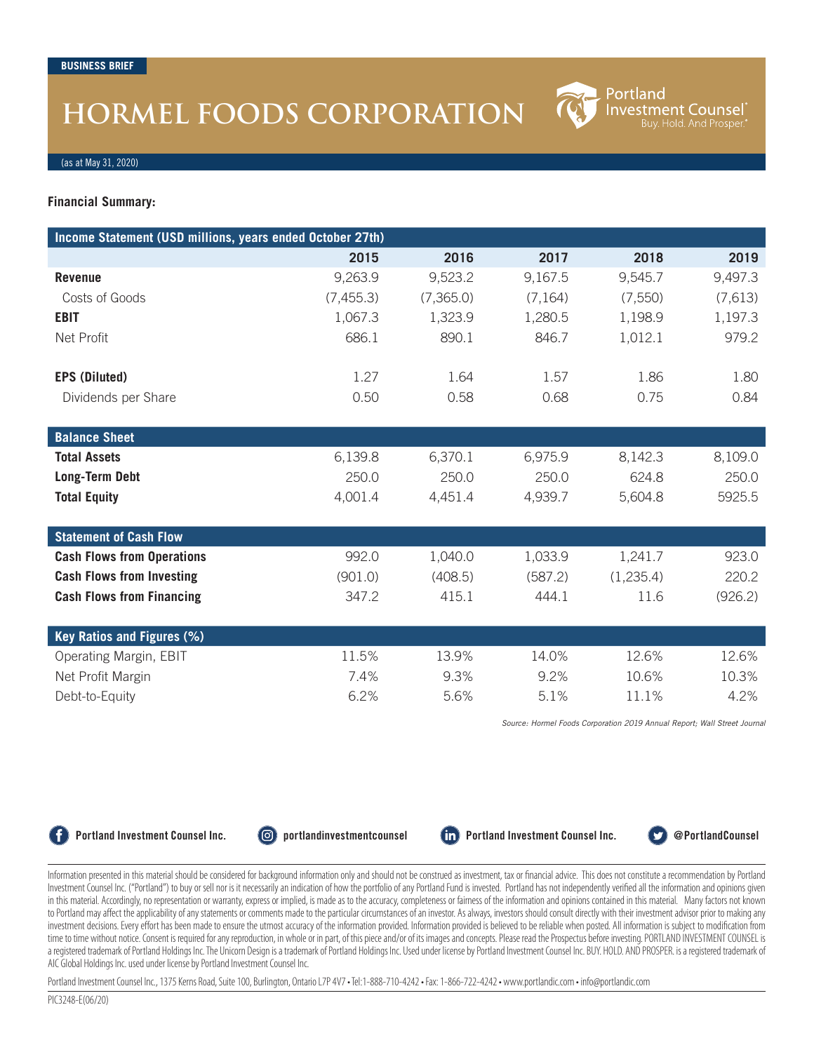BUSINESS BRIEF

# HORMEL FOODS CORPORATION

Portland Investment Counsel®
Buy. Hold. And Prosper.®

(as at May 31, 2020)

**Financial Summary:**

| Income Statement (USD millions, years ended October 27th) | 2015 | 2016 | 2017 | 2018 | 2019 |
|---|---|---|---|---|---|
| **Revenue** | 9,263.9 | 9,523.2 | 9,167.5 | 9,545.7 | 9,497.3 |
| Costs of Goods | (7,455.3) | (7,365.0) | (7,164) | (7,550) | (7,613) |
| **EBIT** | 1,067.3 | 1,323.9 | 1,280.5 | 1,198.9 | 1,197.3 |
| Net Profit | 686.1 | 890.1 | 846.7 | 1,012.1 | 979.2 |
| **EPS (Diluted)** | 1.27 | 1.64 | 1.57 | 1.86 | 1.80 |
| Dividends per Share | 0.50 | 0.58 | 0.68 | 0.75 | 0.84 |
| **Balance Sheet** | | | | | |
| **Total Assets** | 6,139.8 | 6,370.1 | 6,975.9 | 8,142.3 | 8,109.0 |
| **Long-Term Debt** | 250.0 | 250.0 | 250.0 | 624.8 | 250.0 |
| **Total Equity** | 4,001.4 | 4,451.4 | 4,939.7 | 5,604.8 | 5925.5 |
| **Statement of Cash Flow** | | | | | |
| **Cash Flows from Operations** | 992.0 | 1,040.0 | 1,033.9 | 1,241.7 | 923.0 |
| **Cash Flows from Investing** | (901.0) | (408.5) | (587.2) | (1,235.4) | 220.2 |
| **Cash Flows from Financing** | 347.2 | 415.1 | 444.1 | 11.6 | (926.2) |
| **Key Ratios and Figures (%)** | | | | | |
| Operating Margin, EBIT | 11.5% | 13.9% | 14.0% | 12.6% | 12.6% |
| Net Profit Margin | 7.4% | 9.3% | 9.2% | 10.6% | 10.3% |
| Debt-to-Equity | 6.2% | 5.6% | 5.1% | 11.1% | 4.2% |

*Source: Hormel Foods Corporation 2019 Annual Report; Wall Street Journal*

**Portland Investment Counsel Inc.** **portlandinvestmentcounsel** **Portland Investment Counsel Inc.** **@PortlandCounsel**

Information presented in this material should be considered for background information only and should not be construed as investment, tax or financial advice. This does not constitute a recommendation by Portland Investment Counsel Inc. ("Portland") to buy or sell nor is it necessarily an indication of how the portfolio of any Portland Fund is invested. Portland has not independently verified all the information and opinions given in this material. Accordingly, no representation or warranty, express or implied, is made as to the accuracy, completeness or fairness of the information and opinions contained in this material. Many factors not known to Portland may affect the applicability of any statements or comments made to the particular circumstances of an investor. As always, investors should consult directly with their investment advisor prior to making any investment decisions. Every effort has been made to ensure the utmost accuracy of the information provided. Information provided is believed to be reliable when posted. All information is subject to modification from time to time without notice. Consent is required for any reproduction, in whole or in part, of this piece and/or of its images and concepts. Please read the Prospectus before investing. PORTLAND INVESTMENT COUNSEL is a registered trademark of Portland Holdings Inc. The Unicorn Design is a trademark of Portland Holdings Inc. Used under license by Portland Investment Counsel Inc. BUY. HOLD. AND PROSPER. is a registered trademark of AIC Global Holdings Inc. used under license by Portland Investment Counsel Inc.

Portland Investment Counsel Inc., 1375 Kerns Road, Suite 100, Burlington, Ontario L7P 4V7 • Tel:1-888-710-4242 • Fax: 1-866-722-4242 • www.portlandic.com • info@portlandic.com

PIC3248-E(06/20)